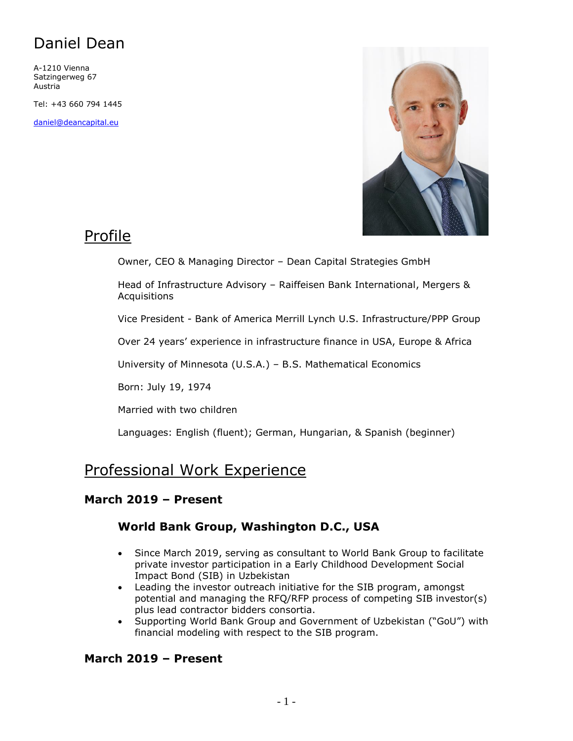# Daniel Dean

A-1210 Vienna
Satzingerweg 67
Austria

Tel: +43 660 794 1445

daniel@deancapital.eu

## Profile

Owner, CEO & Managing Director – Dean Capital Strategies GmbH

Head of Infrastructure Advisory – Raiffeisen Bank International, Mergers & Acquisitions

Vice President - Bank of America Merrill Lynch U.S. Infrastructure/PPP Group

Over 24 years' experience in infrastructure finance in USA, Europe & Africa

University of Minnesota (U.S.A.) – B.S. Mathematical Economics

Born: July 19, 1974

Married with two children

Languages: English (fluent); German, Hungarian, & Spanish (beginner)

## Professional Work Experience

### March 2019 – Present

#### World Bank Group, Washington D.C., USA

- Since March 2019, serving as consultant to World Bank Group to facilitate private investor participation in a Early Childhood Development Social Impact Bond (SIB) in Uzbekistan
- Leading the investor outreach initiative for the SIB program, amongst potential and managing the RFQ/RFP process of competing SIB investor(s) plus lead contractor bidders consortia.
- Supporting World Bank Group and Government of Uzbekistan ("GoU") with financial modeling with respect to the SIB program.

### March 2019 – Present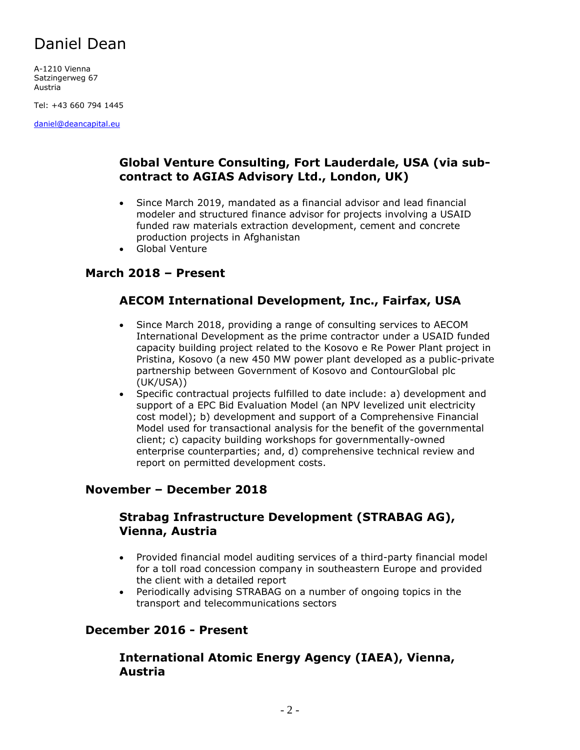# Daniel Dean

A-1210 Vienna
Satzingerweg 67
Austria

Tel: +43 660 794 1445

daniel@deancapital.eu

### Global Venture Consulting, Fort Lauderdale, USA (via sub-contract to AGIAS Advisory Ltd., London, UK)

- Since March 2019, mandated as a financial advisor and lead financial modeler and structured finance advisor for projects involving a USAID funded raw materials extraction development, cement and concrete production projects in Afghanistan
- Global Venture

## March 2018 – Present

### AECOM International Development, Inc., Fairfax, USA

- Since March 2018, providing a range of consulting services to AECOM International Development as the prime contractor under a USAID funded capacity building project related to the Kosovo e Re Power Plant project in Pristina, Kosovo (a new 450 MW power plant developed as a public-private partnership between Government of Kosovo and ContourGlobal plc (UK/USA))
- Specific contractual projects fulfilled to date include: a) development and support of a EPC Bid Evaluation Model (an NPV levelized unit electricity cost model); b) development and support of a Comprehensive Financial Model used for transactional analysis for the benefit of the governmental client; c) capacity building workshops for governmentally-owned enterprise counterparties; and, d) comprehensive technical review and report on permitted development costs.

## November – December 2018

### Strabag Infrastructure Development (STRABAG AG), Vienna, Austria

- Provided financial model auditing services of a third-party financial model for a toll road concession company in southeastern Europe and provided the client with a detailed report
- Periodically advising STRABAG on a number of ongoing topics in the transport and telecommunications sectors

## December 2016 - Present

### International Atomic Energy Agency (IAEA), Vienna, Austria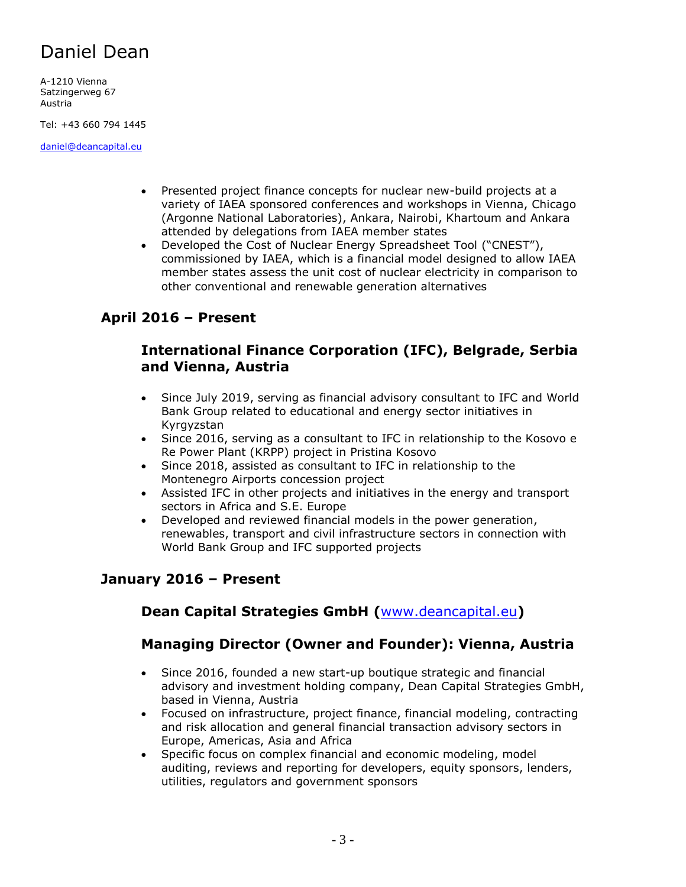# Daniel Dean

A-1210 Vienna
Satzingerweg 67
Austria

Tel: +43 660 794 1445

daniel@deancapital.eu

- Presented project finance concepts for nuclear new-build projects at a variety of IAEA sponsored conferences and workshops in Vienna, Chicago (Argonne National Laboratories), Ankara, Nairobi, Khartoum and Ankara attended by delegations from IAEA member states
- Developed the Cost of Nuclear Energy Spreadsheet Tool ("CNEST"), commissioned by IAEA, which is a financial model designed to allow IAEA member states assess the unit cost of nuclear electricity in comparison to other conventional and renewable generation alternatives

## April 2016 – Present

### International Finance Corporation (IFC), Belgrade, Serbia and Vienna, Austria

- Since July 2019, serving as financial advisory consultant to IFC and World Bank Group related to educational and energy sector initiatives in Kyrgyzstan
- Since 2016, serving as a consultant to IFC in relationship to the Kosovo e Re Power Plant (KRPP) project in Pristina Kosovo
- Since 2018, assisted as consultant to IFC in relationship to the Montenegro Airports concession project
- Assisted IFC in other projects and initiatives in the energy and transport sectors in Africa and S.E. Europe
- Developed and reviewed financial models in the power generation, renewables, transport and civil infrastructure sectors in connection with World Bank Group and IFC supported projects

## January 2016 – Present

### Dean Capital Strategies GmbH (www.deancapital.eu)

### Managing Director (Owner and Founder): Vienna, Austria

- Since 2016, founded a new start-up boutique strategic and financial advisory and investment holding company, Dean Capital Strategies GmbH, based in Vienna, Austria
- Focused on infrastructure, project finance, financial modeling, contracting and risk allocation and general financial transaction advisory sectors in Europe, Americas, Asia and Africa
- Specific focus on complex financial and economic modeling, model auditing, reviews and reporting for developers, equity sponsors, lenders, utilities, regulators and government sponsors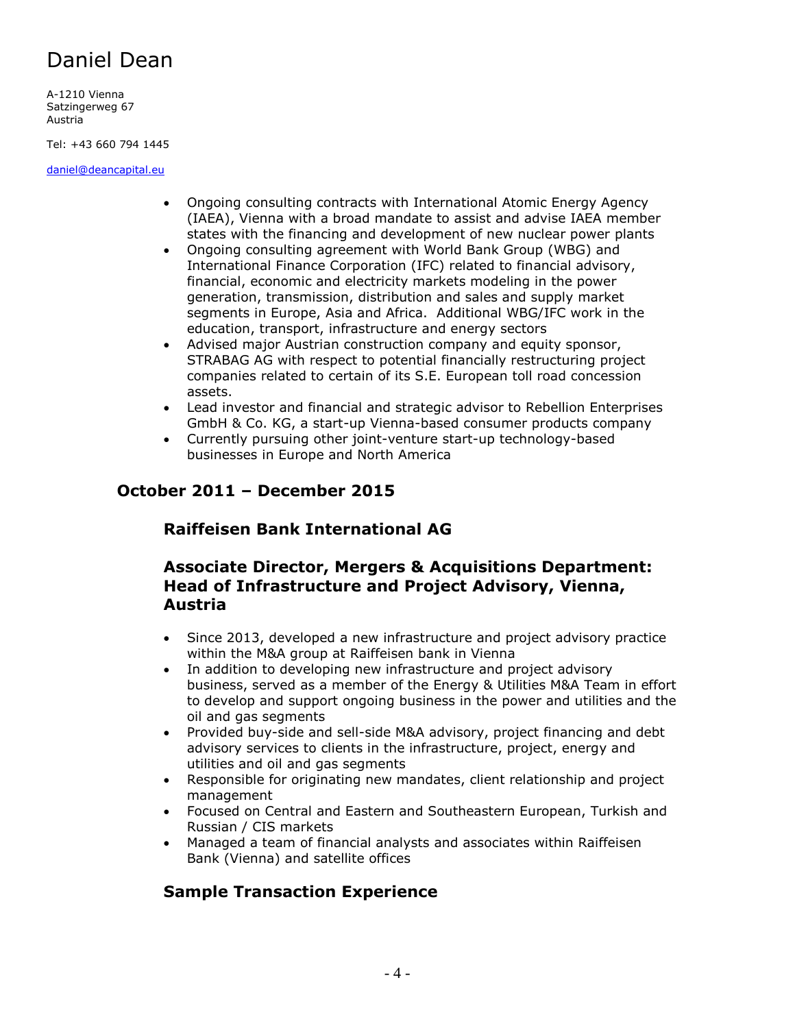# Daniel Dean

A-1210 Vienna
Satzingerweg 67
Austria

Tel: +43 660 794 1445

daniel@deancapital.eu

- Ongoing consulting contracts with International Atomic Energy Agency (IAEA), Vienna with a broad mandate to assist and advise IAEA member states with the financing and development of new nuclear power plants
- Ongoing consulting agreement with World Bank Group (WBG) and International Finance Corporation (IFC) related to financial advisory, financial, economic and electricity markets modeling in the power generation, transmission, distribution and sales and supply market segments in Europe, Asia and Africa. Additional WBG/IFC work in the education, transport, infrastructure and energy sectors
- Advised major Austrian construction company and equity sponsor, STRABAG AG with respect to potential financially restructuring project companies related to certain of its S.E. European toll road concession assets.
- Lead investor and financial and strategic advisor to Rebellion Enterprises GmbH & Co. KG, a start-up Vienna-based consumer products company
- Currently pursuing other joint-venture start-up technology-based businesses in Europe and North America

## October 2011 – December 2015

### Raiffeisen Bank International AG

### Associate Director, Mergers & Acquisitions Department: Head of Infrastructure and Project Advisory, Vienna, Austria

- Since 2013, developed a new infrastructure and project advisory practice within the M&A group at Raiffeisen bank in Vienna
- In addition to developing new infrastructure and project advisory business, served as a member of the Energy & Utilities M&A Team in effort to develop and support ongoing business in the power and utilities and the oil and gas segments
- Provided buy-side and sell-side M&A advisory, project financing and debt advisory services to clients in the infrastructure, project, energy and utilities and oil and gas segments
- Responsible for originating new mandates, client relationship and project management
- Focused on Central and Eastern and Southeastern European, Turkish and Russian / CIS markets
- Managed a team of financial analysts and associates within Raiffeisen Bank (Vienna) and satellite offices

### Sample Transaction Experience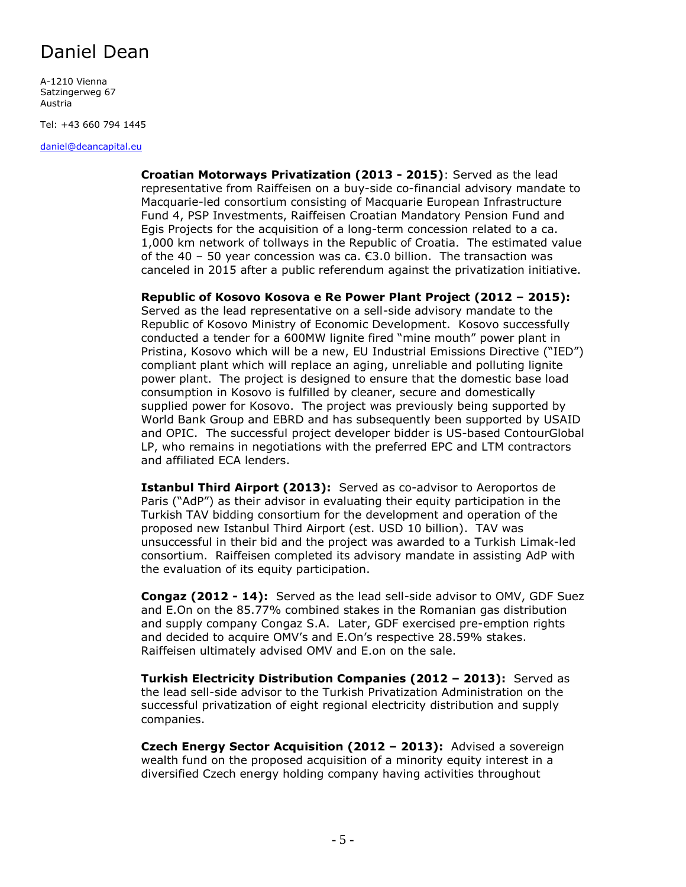# Daniel Dean

A-1210 Vienna
Satzingerweg 67
Austria

Tel: +43 660 794 1445

daniel@deancapital.eu

**Croatian Motorways Privatization (2013 - 2015)**: Served as the lead representative from Raiffeisen on a buy-side co-financial advisory mandate to Macquarie-led consortium consisting of Macquarie European Infrastructure Fund 4, PSP Investments, Raiffeisen Croatian Mandatory Pension Fund and Egis Projects for the acquisition of a long-term concession related to a ca. 1,000 km network of tollways in the Republic of Croatia. The estimated value of the 40 – 50 year concession was ca. €3.0 billion. The transaction was canceled in 2015 after a public referendum against the privatization initiative.

**Republic of Kosovo Kosova e Re Power Plant Project (2012 – 2015):** Served as the lead representative on a sell-side advisory mandate to the Republic of Kosovo Ministry of Economic Development. Kosovo successfully conducted a tender for a 600MW lignite fired "mine mouth" power plant in Pristina, Kosovo which will be a new, EU Industrial Emissions Directive ("IED") compliant plant which will replace an aging, unreliable and polluting lignite power plant. The project is designed to ensure that the domestic base load consumption in Kosovo is fulfilled by cleaner, secure and domestically supplied power for Kosovo. The project was previously being supported by World Bank Group and EBRD and has subsequently been supported by USAID and OPIC. The successful project developer bidder is US-based ContourGlobal LP, who remains in negotiations with the preferred EPC and LTM contractors and affiliated ECA lenders.

**Istanbul Third Airport (2013):** Served as co-advisor to Aeroportos de Paris ("AdP") as their advisor in evaluating their equity participation in the Turkish TAV bidding consortium for the development and operation of the proposed new Istanbul Third Airport (est. USD 10 billion). TAV was unsuccessful in their bid and the project was awarded to a Turkish Limak-led consortium. Raiffeisen completed its advisory mandate in assisting AdP with the evaluation of its equity participation.

**Congaz (2012 - 14):** Served as the lead sell-side advisor to OMV, GDF Suez and E.On on the 85.77% combined stakes in the Romanian gas distribution and supply company Congaz S.A. Later, GDF exercised pre-emption rights and decided to acquire OMV's and E.On's respective 28.59% stakes. Raiffeisen ultimately advised OMV and E.on on the sale.

**Turkish Electricity Distribution Companies (2012 – 2013):** Served as the lead sell-side advisor to the Turkish Privatization Administration on the successful privatization of eight regional electricity distribution and supply companies.

**Czech Energy Sector Acquisition (2012 – 2013):** Advised a sovereign wealth fund on the proposed acquisition of a minority equity interest in a diversified Czech energy holding company having activities throughout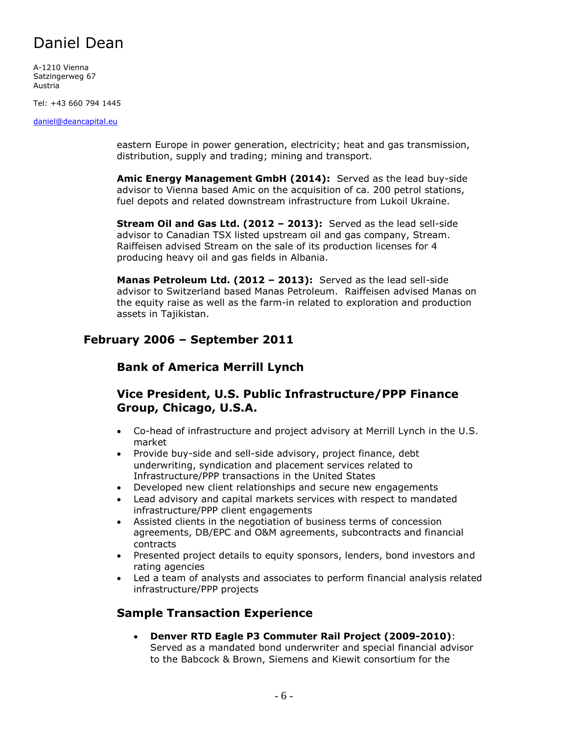eastern Europe in power generation, electricity; heat and gas transmission, distribution, supply and trading; mining and transport.

**Amic Energy Management GmbH (2014):** Served as the lead buy-side advisor to Vienna based Amic on the acquisition of ca. 200 petrol stations, fuel depots and related downstream infrastructure from Lukoil Ukraine.

**Stream Oil and Gas Ltd. (2012 – 2013):** Served as the lead sell-side advisor to Canadian TSX listed upstream oil and gas company, Stream. Raiffeisen advised Stream on the sale of its production licenses for 4 producing heavy oil and gas fields in Albania.

**Manas Petroleum Ltd. (2012 – 2013):** Served as the lead sell-side advisor to Switzerland based Manas Petroleum. Raiffeisen advised Manas on the equity raise as well as the farm-in related to exploration and production assets in Tajikistan.

## February 2006 – September 2011

### Bank of America Merrill Lynch

### Vice President, U.S. Public Infrastructure/PPP Finance Group, Chicago, U.S.A.

- Co-head of infrastructure and project advisory at Merrill Lynch in the U.S. market
- Provide buy-side and sell-side advisory, project finance, debt underwriting, syndication and placement services related to Infrastructure/PPP transactions in the United States
- Developed new client relationships and secure new engagements
- Lead advisory and capital markets services with respect to mandated infrastructure/PPP client engagements
- Assisted clients in the negotiation of business terms of concession agreements, DB/EPC and O&M agreements, subcontracts and financial contracts
- Presented project details to equity sponsors, lenders, bond investors and rating agencies
- Led a team of analysts and associates to perform financial analysis related infrastructure/PPP projects

### Sample Transaction Experience

- **Denver RTD Eagle P3 Commuter Rail Project (2009-2010)**: Served as a mandated bond underwriter and special financial advisor to the Babcock & Brown, Siemens and Kiewit consortium for the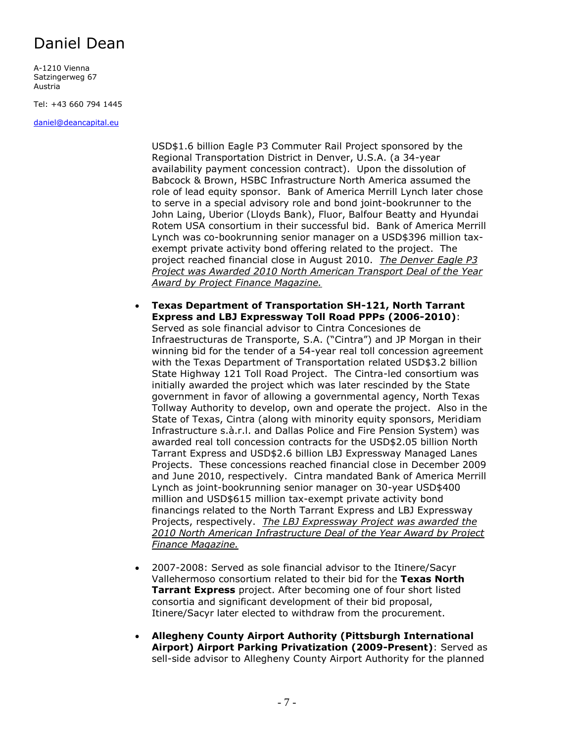USD$1.6 billion Eagle P3 Commuter Rail Project sponsored by the Regional Transportation District in Denver, U.S.A. (a 34-year availability payment concession contract). Upon the dissolution of Babcock & Brown, HSBC Infrastructure North America assumed the role of lead equity sponsor. Bank of America Merrill Lynch later chose to serve in a special advisory role and bond joint-bookrunner to the John Laing, Uberior (Lloyds Bank), Fluor, Balfour Beatty and Hyundai Rotem USA consortium in their successful bid. Bank of America Merrill Lynch was co-bookrunning senior manager on a USD$396 million tax-exempt private activity bond offering related to the project. The project reached financial close in August 2010. *The Denver Eagle P3 Project was Awarded 2010 North American Transport Deal of the Year Award by Project Finance Magazine.*

- **Texas Department of Transportation SH-121, North Tarrant Express and LBJ Expressway Toll Road PPPs (2006-2010)**: Served as sole financial advisor to Cintra Concesiones de Infraestructuras de Transporte, S.A. ("Cintra") and JP Morgan in their winning bid for the tender of a 54-year real toll concession agreement with the Texas Department of Transportation related USD$3.2 billion State Highway 121 Toll Road Project. The Cintra-led consortium was initially awarded the project which was later rescinded by the State government in favor of allowing a governmental agency, North Texas Tollway Authority to develop, own and operate the project. Also in the State of Texas, Cintra (along with minority equity sponsors, Meridiam Infrastructure s.à.r.l. and Dallas Police and Fire Pension System) was awarded real toll concession contracts for the USD$2.05 billion North Tarrant Express and USD$2.6 billion LBJ Expressway Managed Lanes Projects. These concessions reached financial close in December 2009 and June 2010, respectively. Cintra mandated Bank of America Merrill Lynch as joint-bookrunning senior manager on 30-year USD$400 million and USD$615 million tax-exempt private activity bond financings related to the North Tarrant Express and LBJ Expressway Projects, respectively. *The LBJ Expressway Project was awarded the 2010 North American Infrastructure Deal of the Year Award by Project Finance Magazine.*

- 2007-2008: Served as sole financial advisor to the Itinere/Sacyr Vallehermoso consortium related to their bid for the **Texas North Tarrant Express** project. After becoming one of four short listed consortia and significant development of their bid proposal, Itinere/Sacyr later elected to withdraw from the procurement.

- **Allegheny County Airport Authority (Pittsburgh International Airport) Airport Parking Privatization (2009-Present)**: Served as sell-side advisor to Allegheny County Airport Authority for the planned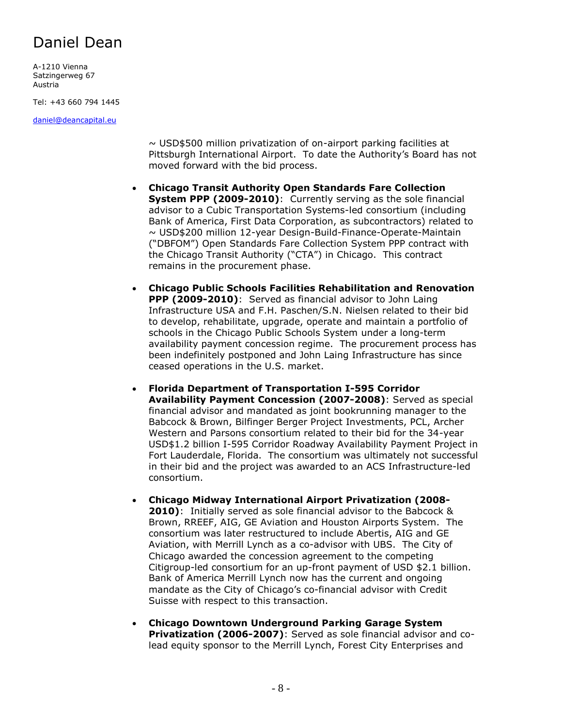~ USD$500 million privatization of on-airport parking facilities at Pittsburgh International Airport. To date the Authority's Board has not moved forward with the bid process.

- **Chicago Transit Authority Open Standards Fare Collection System PPP (2009-2010)**: Currently serving as the sole financial advisor to a Cubic Transportation Systems-led consortium (including Bank of America, First Data Corporation, as subcontractors) related to ~ USD$200 million 12-year Design-Build-Finance-Operate-Maintain ("DBFOM") Open Standards Fare Collection System PPP contract with the Chicago Transit Authority ("CTA") in Chicago. This contract remains in the procurement phase.

- **Chicago Public Schools Facilities Rehabilitation and Renovation PPP (2009-2010)**: Served as financial advisor to John Laing Infrastructure USA and F.H. Paschen/S.N. Nielsen related to their bid to develop, rehabilitate, upgrade, operate and maintain a portfolio of schools in the Chicago Public Schools System under a long-term availability payment concession regime. The procurement process has been indefinitely postponed and John Laing Infrastructure has since ceased operations in the U.S. market.

- **Florida Department of Transportation I-595 Corridor Availability Payment Concession (2007-2008)**: Served as special financial advisor and mandated as joint bookrunning manager to the Babcock & Brown, Bilfinger Berger Project Investments, PCL, Archer Western and Parsons consortium related to their bid for the 34-year USD$1.2 billion I-595 Corridor Roadway Availability Payment Project in Fort Lauderdale, Florida. The consortium was ultimately not successful in their bid and the project was awarded to an ACS Infrastructure-led consortium.

- **Chicago Midway International Airport Privatization (2008-2010)**: Initially served as sole financial advisor to the Babcock & Brown, RREEF, AIG, GE Aviation and Houston Airports System. The consortium was later restructured to include Abertis, AIG and GE Aviation, with Merrill Lynch as a co-advisor with UBS. The City of Chicago awarded the concession agreement to the competing Citigroup-led consortium for an up-front payment of USD $2.1 billion. Bank of America Merrill Lynch now has the current and ongoing mandate as the City of Chicago's co-financial advisor with Credit Suisse with respect to this transaction.

- **Chicago Downtown Underground Parking Garage System Privatization (2006-2007)**: Served as sole financial advisor and co-lead equity sponsor to the Merrill Lynch, Forest City Enterprises and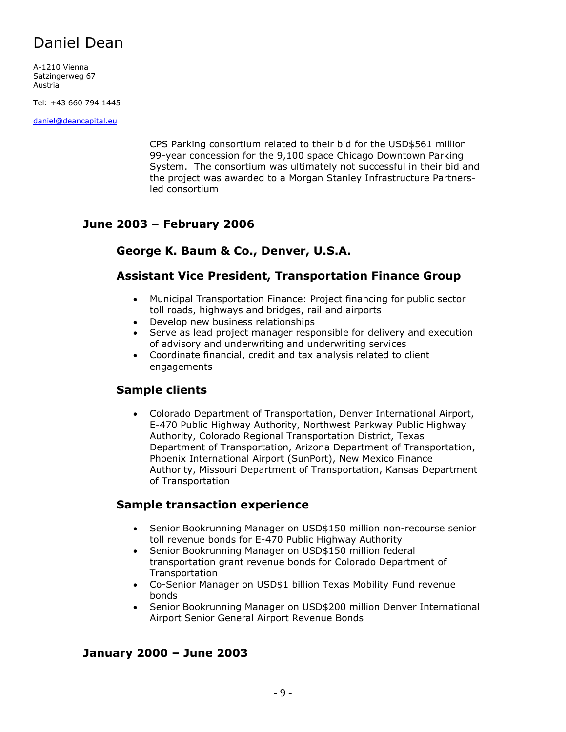CPS Parking consortium related to their bid for the USD$561 million 99-year concession for the 9,100 space Chicago Downtown Parking System. The consortium was ultimately not successful in their bid and the project was awarded to a Morgan Stanley Infrastructure Partners-led consortium

## June 2003 – February 2006

### George K. Baum & Co., Denver, U.S.A.

### Assistant Vice President, Transportation Finance Group

- Municipal Transportation Finance: Project financing for public sector toll roads, highways and bridges, rail and airports
- Develop new business relationships
- Serve as lead project manager responsible for delivery and execution of advisory and underwriting and underwriting services
- Coordinate financial, credit and tax analysis related to client engagements

### Sample clients

- Colorado Department of Transportation, Denver International Airport, E-470 Public Highway Authority, Northwest Parkway Public Highway Authority, Colorado Regional Transportation District, Texas Department of Transportation, Arizona Department of Transportation, Phoenix International Airport (SunPort), New Mexico Finance Authority, Missouri Department of Transportation, Kansas Department of Transportation

### Sample transaction experience

- Senior Bookrunning Manager on USD$150 million non-recourse senior toll revenue bonds for E-470 Public Highway Authority
- Senior Bookrunning Manager on USD$150 million federal transportation grant revenue bonds for Colorado Department of Transportation
- Co-Senior Manager on USD$1 billion Texas Mobility Fund revenue bonds
- Senior Bookrunning Manager on USD$200 million Denver International Airport Senior General Airport Revenue Bonds

## January 2000 – June 2003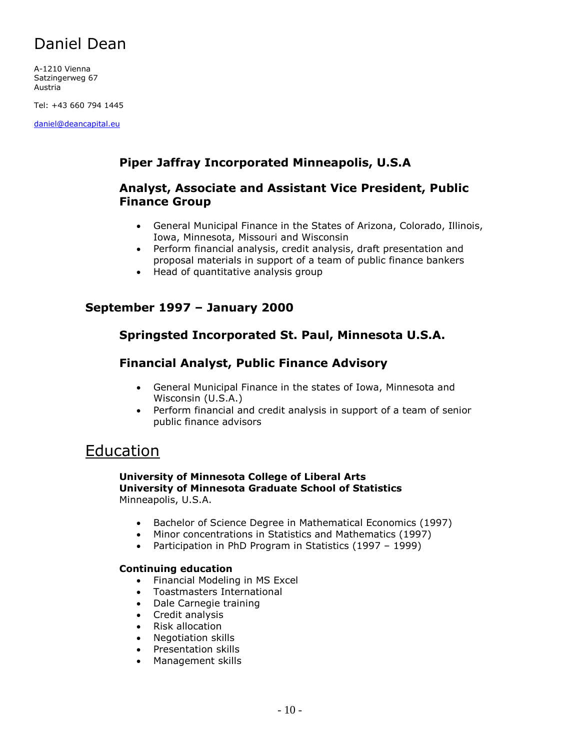# Daniel Dean

A-1210 Vienna
Satzingerweg 67
Austria

Tel: +43 660 794 1445

daniel@deancapital.eu

### Piper Jaffray Incorporated Minneapolis, U.S.A

### Analyst, Associate and Assistant Vice President, Public Finance Group

- General Municipal Finance in the States of Arizona, Colorado, Illinois, Iowa, Minnesota, Missouri and Wisconsin
- Perform financial analysis, credit analysis, draft presentation and proposal materials in support of a team of public finance bankers
- Head of quantitative analysis group

### September 1997 – January 2000

### Springsted Incorporated St. Paul, Minnesota U.S.A.

### Financial Analyst, Public Finance Advisory

- General Municipal Finance in the states of Iowa, Minnesota and Wisconsin (U.S.A.)
- Perform financial and credit analysis in support of a team of senior public finance advisors

## Education

**University of Minnesota College of Liberal Arts**
**University of Minnesota Graduate School of Statistics**
Minneapolis, U.S.A.

- Bachelor of Science Degree in Mathematical Economics (1997)
- Minor concentrations in Statistics and Mathematics (1997)
- Participation in PhD Program in Statistics (1997 – 1999)

**Continuing education**

- Financial Modeling in MS Excel
- Toastmasters International
- Dale Carnegie training
- Credit analysis
- Risk allocation
- Negotiation skills
- Presentation skills
- Management skills